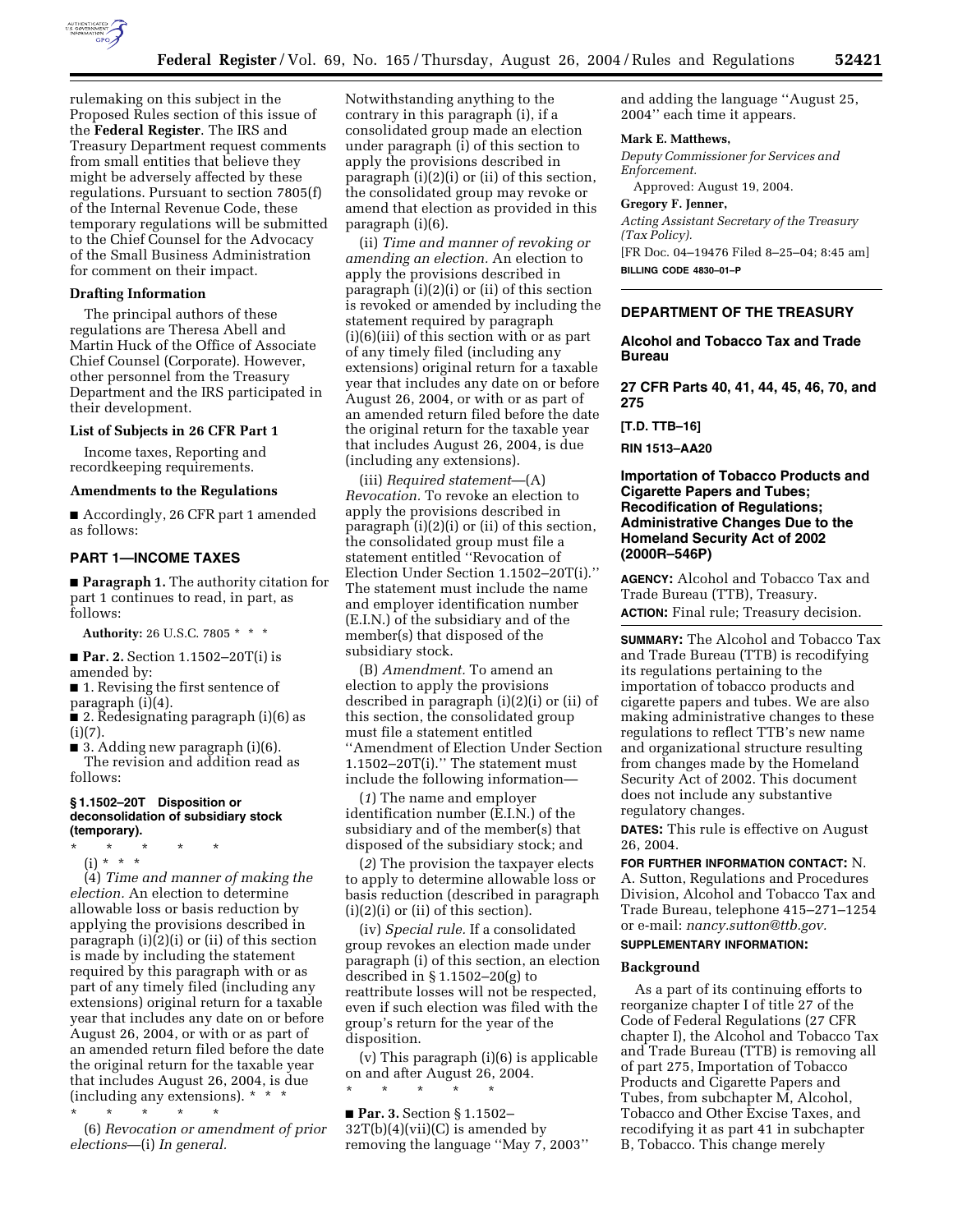rulemaking on this subject in the Proposed Rules section of this issue of the **Federal Register**. The IRS and Treasury Department request comments from small entities that believe they might be adversely affected by these regulations. Pursuant to section 7805(f) of the Internal Revenue Code, these temporary regulations will be submitted to the Chief Counsel for the Advocacy of the Small Business Administration for comment on their impact.

### Drafting Information

The principal authors of these regulations are Theresa Abell and Martin Huck of the Office of Associate Chief Counsel (Corporate). However, other personnel from the Treasury Department and the IRS participated in their development.

### List of Subjects in 26 CFR Part 1

Income taxes, Reporting and recordkeeping requirements.

### Amendments to the Regulations

■ Accordingly, 26 CFR part 1 amended as follows:

## PART 1—INCOME TAXES

■ **Paragraph 1.** The authority citation for part 1 continues to read, in part, as follows:

**Authority:** 26 U.S.C. 7805 * * *

■ **Par. 2.** Section 1.1502–20T(i) is amended by:

■ 1. Revising the first sentence of paragraph (i)(4).

■ 2. Redesignating paragraph (i)(6) as (i)(7).

■ 3. Adding new paragraph (i)(6).

The revision and addition read as follows:

#### § 1.1502–20T Disposition or deconsolidation of subsidiary stock (temporary).

\* \* \* \* \*

(i) * * *

(4) *Time and manner of making the election.* An election to determine allowable loss or basis reduction by applying the provisions described in paragraph (i)(2)(i) or (ii) of this section is made by including the statement required by this paragraph with or as part of any timely filed (including any extensions) original return for a taxable year that includes any date on or before August 26, 2004, or with or as part of an amended return filed before the date the original return for the taxable year that includes August 26, 2004, is due (including any extensions). * * *

\* \* \* \* \*

(6) *Revocation or amendment of prior elections*—(i) *In general.* Notwithstanding anything to the contrary in this paragraph (i), if a consolidated group made an election under paragraph (i) of this section to apply the provisions described in paragraph (i)(2)(i) or (ii) of this section, the consolidated group may revoke or amend that election as provided in this paragraph (i)(6).

(ii) *Time and manner of revoking or amending an election.* An election to apply the provisions described in paragraph (i)(2)(i) or (ii) of this section is revoked or amended by including the statement required by paragraph (i)(6)(iii) of this section with or as part of any timely filed (including any extensions) original return for a taxable year that includes any date on or before August 26, 2004, or with or as part of an amended return filed before the date the original return for the taxable year that includes August 26, 2004, is due (including any extensions).

(iii) *Required statement*—(A) *Revocation.* To revoke an election to apply the provisions described in paragraph (i)(2)(i) or (ii) of this section, the consolidated group must file a statement entitled "Revocation of Election Under Section 1.1502–20T(i)." The statement must include the name and employer identification number (E.I.N.) of the subsidiary and of the member(s) that disposed of the subsidiary stock.

(B) *Amendment.* To amend an election to apply the provisions described in paragraph (i)(2)(i) or (ii) of this section, the consolidated group must file a statement entitled "Amendment of Election Under Section 1.1502–20T(i)." The statement must include the following information—

(*1*) The name and employer identification number (E.I.N.) of the subsidiary and of the member(s) that disposed of the subsidiary stock; and

(*2*) The provision the taxpayer elects to apply to determine allowable loss or basis reduction (described in paragraph (i)(2)(i) or (ii) of this section).

(iv) *Special rule.* If a consolidated group revokes an election made under paragraph (i) of this section, an election described in § 1.1502–20(g) to reattribute losses will not be respected, even if such election was filed with the group's return for the year of the disposition.

(v) This paragraph (i)(6) is applicable on and after August 26, 2004.

\* \* \* \* \*

■ **Par. 3.** Section § 1.1502–32T(b)(4)(vii)(C) is amended by removing the language "May 7, 2003" and adding the language "August 25, 2004" each time it appears.

**Mark E. Matthews,**

*Deputy Commissioner for Services and Enforcement.*

Approved: August 19, 2004.

**Gregory F. Jenner,**

*Acting Assistant Secretary of the Treasury (Tax Policy).*

[FR Doc. 04–19476 Filed 8–25–04; 8:45 am]

**BILLING CODE 4830–01–P**

---

## DEPARTMENT OF THE TREASURY

### Alcohol and Tobacco Tax and Trade Bureau

### 27 CFR Parts 40, 41, 44, 45, 46, 70, and 275

**[T.D. TTB–16]**

**RIN 1513–AA20**

### Importation of Tobacco Products and Cigarette Papers and Tubes; Recodification of Regulations; Administrative Changes Due to the Homeland Security Act of 2002 (2000R–546P)

**AGENCY:** Alcohol and Tobacco Tax and Trade Bureau (TTB), Treasury.

**ACTION:** Final rule; Treasury decision.

**SUMMARY:** The Alcohol and Tobacco Tax and Trade Bureau (TTB) is recodifying its regulations pertaining to the importation of tobacco products and cigarette papers and tubes. We are also making administrative changes to these regulations to reflect TTB's new name and organizational structure resulting from changes made by the Homeland Security Act of 2002. This document does not include any substantive regulatory changes.

**DATES:** This rule is effective on August 26, 2004.

**FOR FURTHER INFORMATION CONTACT:** N. A. Sutton, Regulations and Procedures Division, Alcohol and Tobacco Tax and Trade Bureau, telephone 415–271–1254 or e-mail: *nancy.sutton@ttb.gov.*

**SUPPLEMENTARY INFORMATION:**

### Background

As a part of its continuing efforts to reorganize chapter I of title 27 of the Code of Federal Regulations (27 CFR chapter I), the Alcohol and Tobacco Tax and Trade Bureau (TTB) is removing all of part 275, Importation of Tobacco Products and Cigarette Papers and Tubes, from subchapter M, Alcohol, Tobacco and Other Excise Taxes, and recodifying it as part 41 in subchapter B, Tobacco. This change merely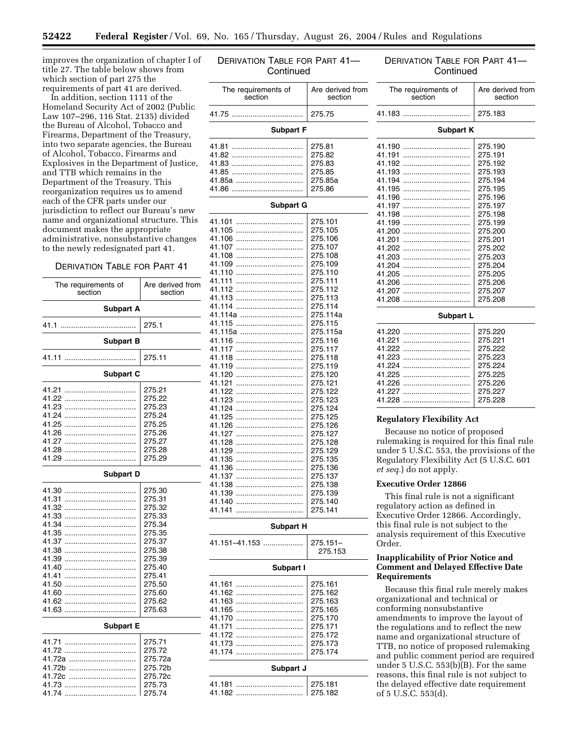improves the organization of chapter I of title 27. The table below shows from which section of part 275 the requirements of part 41 are derived.

In addition, section 1111 of the Homeland Security Act of 2002 (Public Law 107–296, 116 Stat. 2135) divided the Bureau of Alcohol, Tobacco and Firearms, Department of the Treasury, into two separate agencies, the Bureau of Alcohol, Tobacco, Firearms and Explosives in the Department of Justice, and TTB which remains in the Department of the Treasury. This reorganization requires us to amend each of the CFR parts under our jurisdiction to reflect our Bureau's new name and organizational structure. This document makes the appropriate administrative, nonsubstantive changes to the newly redesignated part 41.

DERIVATION TABLE FOR PART 41

| The requirements of section | Are derived from section |
|---|---|
| **Subpart A** | |
| 41.1 | 275.1 |
| **Subpart B** | |
| 41.11 | 275.11 |
| **Subpart C** | |
| 41.21 | 275.21 |
| 41.22 | 275.22 |
| 41.23 | 275.23 |
| 41.24 | 275.24 |
| 41.25 | 275.25 |
| 41.26 | 275.26 |
| 41.27 | 275.27 |
| 41.28 | 275.28 |
| 41.29 | 275.29 |
| **Subpart D** | |
| 41.30 | 275.30 |
| 41.31 | 275.31 |
| 41.32 | 275.32 |
| 41.33 | 275.33 |
| 41.34 | 275.34 |
| 41.35 | 275.35 |
| 41.37 | 275.37 |
| 41.38 | 275.38 |
| 41.39 | 275.39 |
| 41.40 | 275.40 |
| 41.41 | 275.41 |
| 41.50 | 275.50 |
| 41.60 | 275.60 |
| 41.62 | 275.62 |
| 41.63 | 275.63 |
| **Subpart E** | |
| 41.71 | 275.71 |
| 41.72 | 275.72 |
| 41.72a | 275.72a |
| 41.72b | 275.72b |
| 41.72c | 275.72c |
| 41.73 | 275.73 |
| 41.74 | 275.74 |
| 41.75 | 275.75 |
| **Subpart F** | |
| 41.81 | 275.81 |
| 41.82 | 275.82 |
| 41.83 | 275.83 |
| 41.85 | 275.85 |
| 41.85a | 275.85a |
| 41.86 | 275.86 |
| **Subpart G** | |
| 41.101 | 275.101 |
| 41.105 | 275.105 |
| 41.106 | 275.106 |
| 41.107 | 275.107 |
| 41.108 | 275.108 |
| 41.109 | 275.109 |
| 41.110 | 275.110 |
| 41.111 | 275.111 |
| 41.112 | 275.112 |
| 41.113 | 275.113 |
| 41.114 | 275.114 |
| 41.114a | 275.114a |
| 41.115 | 275.115 |
| 41.115a | 275.115a |
| 41.116 | 275.116 |
| 41.117 | 275.117 |
| 41.118 | 275.118 |
| 41.119 | 275.119 |
| 41.120 | 275.120 |
| 41.121 | 275.121 |
| 41.122 | 275.122 |
| 41.123 | 275.123 |
| 41.124 | 275.124 |
| 41.125 | 275.125 |
| 41.126 | 275.126 |
| 41.127 | 275.127 |
| 41.128 | 275.128 |
| 41.129 | 275.129 |
| 41.135 | 275.135 |
| 41.136 | 275.136 |
| 41.137 | 275.137 |
| 41.138 | 275.138 |
| 41.139 | 275.139 |
| 41.140 | 275.140 |
| 41.141 | 275.141 |
| **Subpart H** | |
| 41.151–41.153 | 275.151–275.153 |
| **Subpart I** | |
| 41.161 | 275.161 |
| 41.162 | 275.162 |
| 41.163 | 275.163 |
| 41.165 | 275.165 |
| 41.170 | 275.170 |
| 41.171 | 275.171 |
| 41.172 | 275.172 |
| 41.173 | 275.173 |
| 41.174 | 275.174 |
| **Subpart J** | |
| 41.181 | 275.181 |
| 41.182 | 275.182 |
| 41.183 | 275.183 |
| **Subpart K** | |
| 41.190 | 275.190 |
| 41.191 | 275.191 |
| 41.192 | 275.192 |
| 41.193 | 275.193 |
| 41.194 | 275.194 |
| 41.195 | 275.195 |
| 41.196 | 275.196 |
| 41.197 | 275.197 |
| 41.198 | 275.198 |
| 41.199 | 275.199 |
| 41.200 | 275.200 |
| 41.201 | 275.201 |
| 41.202 | 275.202 |
| 41.203 | 275.203 |
| 41.204 | 275.204 |
| 41.205 | 275.205 |
| 41.206 | 275.206 |
| 41.207 | 275.207 |
| 41.208 | 275.208 |
| **Subpart L** | |
| 41.220 | 275.220 |
| 41.221 | 275.221 |
| 41.222 | 275.222 |
| 41.223 | 275.223 |
| 41.224 | 275.224 |
| 41.225 | 275.225 |
| 41.226 | 275.226 |
| 41.227 | 275.227 |
| 41.228 | 275.228 |

### Regulatory Flexibility Act

Because no notice of proposed rulemaking is required for this final rule under 5 U.S.C. 553, the provisions of the Regulatory Flexibility Act (5 U.S.C. 601 *et seq.*) do not apply.

### Executive Order 12866

This final rule is not a significant regulatory action as defined in Executive Order 12866. Accordingly, this final rule is not subject to the analysis requirement of this Executive Order.

### Inapplicability of Prior Notice and Comment and Delayed Effective Date Requirements

Because this final rule merely makes organizational and technical or conforming nonsubstantive amendments to improve the layout of the regulations and to reflect the new name and organizational structure of TTB, no notice of proposed rulemaking and public comment period are required under 5 U.S.C. 553(b)(B). For the same reasons, this final rule is not subject to the delayed effective date requirement of 5 U.S.C. 553(d).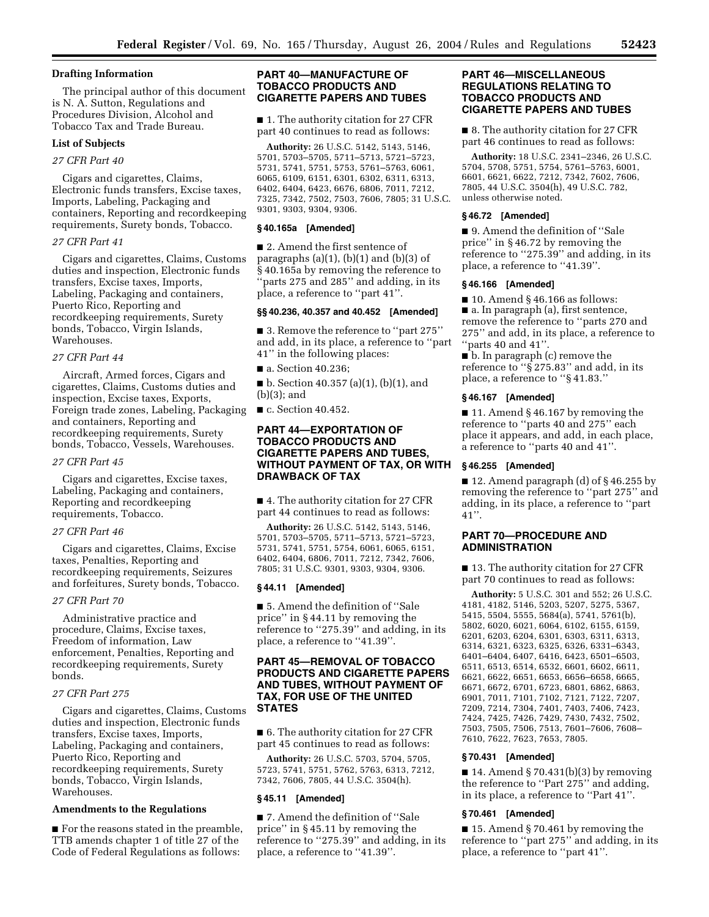**Drafting Information**

The principal author of this document is N. A. Sutton, Regulations and Procedures Division, Alcohol and Tobacco Tax and Trade Bureau.

**List of Subjects**

*27 CFR Part 40*

Cigars and cigarettes, Claims, Electronic funds transfers, Excise taxes, Imports, Labeling, Packaging and containers, Reporting and recordkeeping requirements, Surety bonds, Tobacco.

*27 CFR Part 41*

Cigars and cigarettes, Claims, Customs duties and inspection, Electronic funds transfers, Excise taxes, Imports, Labeling, Packaging and containers, Puerto Rico, Reporting and recordkeeping requirements, Surety bonds, Tobacco, Virgin Islands, Warehouses.

*27 CFR Part 44*

Aircraft, Armed forces, Cigars and cigarettes, Claims, Customs duties and inspection, Excise taxes, Exports, Foreign trade zones, Labeling, Packaging and containers, Reporting and recordkeeping requirements, Surety bonds, Tobacco, Vessels, Warehouses.

*27 CFR Part 45*

Cigars and cigarettes, Excise taxes, Labeling, Packaging and containers, Reporting and recordkeeping requirements, Tobacco.

*27 CFR Part 46*

Cigars and cigarettes, Claims, Excise taxes, Penalties, Reporting and recordkeeping requirements, Seizures and forfeitures, Surety bonds, Tobacco.

*27 CFR Part 70*

Administrative practice and procedure, Claims, Excise taxes, Freedom of information, Law enforcement, Penalties, Reporting and recordkeeping requirements, Surety bonds.

*27 CFR Part 275*

Cigars and cigarettes, Claims, Customs duties and inspection, Electronic funds transfers, Excise taxes, Imports, Labeling, Packaging and containers, Puerto Rico, Reporting and recordkeeping requirements, Surety bonds, Tobacco, Virgin Islands, Warehouses.

**Amendments to the Regulations**

■ For the reasons stated in the preamble, TTB amends chapter 1 of title 27 of the Code of Federal Regulations as follows:

## PART 40—MANUFACTURE OF TOBACCO PRODUCTS AND CIGARETTE PAPERS AND TUBES

■ 1. The authority citation for 27 CFR part 40 continues to read as follows:

**Authority:** 26 U.S.C. 5142, 5143, 5146, 5701, 5703–5705, 5711–5713, 5721–5723, 5731, 5741, 5751, 5753, 5761–5763, 6061, 6065, 6109, 6151, 6301, 6302, 6311, 6313, 6402, 6404, 6423, 6676, 6806, 7011, 7212, 7325, 7342, 7502, 7503, 7606, 7805; 31 U.S.C. 9301, 9303, 9304, 9306.

### § 40.165a [Amended]

■ 2. Amend the first sentence of paragraphs (a)(1), (b)(1) and (b)(3) of § 40.165a by removing the reference to ''parts 275 and 285'' and adding, in its place, a reference to ''part 41''.

### §§ 40.236, 40.357 and 40.452 [Amended]

■ 3. Remove the reference to ''part 275'' and add, in its place, a reference to ''part 41'' in the following places:

■ a. Section 40.236;

■ b. Section 40.357 (a)(1), (b)(1), and (b)(3); and

■ c. Section 40.452.

## PART 44—EXPORTATION OF TOBACCO PRODUCTS AND CIGARETTE PAPERS AND TUBES, WITHOUT PAYMENT OF TAX, OR WITH DRAWBACK OF TAX

■ 4. The authority citation for 27 CFR part 44 continues to read as follows:

**Authority:** 26 U.S.C. 5142, 5143, 5146, 5701, 5703–5705, 5711–5713, 5721–5723, 5731, 5741, 5751, 5754, 6061, 6065, 6151, 6402, 6404, 6806, 7011, 7212, 7342, 7606, 7805; 31 U.S.C. 9301, 9303, 9304, 9306.

### § 44.11 [Amended]

■ 5. Amend the definition of ''Sale price'' in § 44.11 by removing the reference to ''275.39'' and adding, in its place, a reference to ''41.39''.

## PART 45—REMOVAL OF TOBACCO PRODUCTS AND CIGARETTE PAPERS AND TUBES, WITHOUT PAYMENT OF TAX, FOR USE OF THE UNITED STATES

■ 6. The authority citation for 27 CFR part 45 continues to read as follows:

**Authority:** 26 U.S.C. 5703, 5704, 5705, 5723, 5741, 5751, 5762, 5763, 6313, 7212, 7342, 7606, 7805, 44 U.S.C. 3504(h).

### § 45.11 [Amended]

■ 7. Amend the definition of ''Sale price'' in § 45.11 by removing the reference to ''275.39'' and adding, in its place, a reference to ''41.39''.

## PART 46—MISCELLANEOUS REGULATIONS RELATING TO TOBACCO PRODUCTS AND CIGARETTE PAPERS AND TUBES

■ 8. The authority citation for 27 CFR part 46 continues to read as follows:

**Authority:** 18 U.S.C. 2341–2346, 26 U.S.C. 5704, 5708, 5751, 5754, 5761–5763, 6001, 6601, 6621, 6622, 7212, 7342, 7602, 7606, 7805, 44 U.S.C. 3504(h), 49 U.S.C. 782, unless otherwise noted.

### § 46.72 [Amended]

■ 9. Amend the definition of ''Sale price'' in § 46.72 by removing the reference to ''275.39'' and adding, in its place, a reference to ''41.39''.

### § 46.166 [Amended]

■ 10. Amend § 46.166 as follows:

■ a. In paragraph (a), first sentence, remove the reference to ''parts 270 and 275'' and add, in its place, a reference to ''parts 40 and 41''.

■ b. In paragraph (c) remove the reference to ''§ 275.83'' and add, in its place, a reference to ''§ 41.83.''

### § 46.167 [Amended]

■ 11. Amend § 46.167 by removing the reference to ''parts 40 and 275'' each place it appears, and add, in each place, a reference to ''parts 40 and 41''.

### § 46.255 [Amended]

■ 12. Amend paragraph (d) of § 46.255 by removing the reference to ''part 275'' and adding, in its place, a reference to ''part 41''.

## PART 70—PROCEDURE AND ADMINISTRATION

■ 13. The authority citation for 27 CFR part 70 continues to read as follows:

**Authority:** 5 U.S.C. 301 and 552; 26 U.S.C. 4181, 4182, 5146, 5203, 5207, 5275, 5367, 5415, 5504, 5555, 5684(a), 5741, 5761(b), 5802, 6020, 6021, 6064, 6102, 6155, 6159, 6201, 6203, 6204, 6301, 6303, 6311, 6313, 6314, 6321, 6323, 6325, 6326, 6331–6343, 6401–6404, 6407, 6416, 6423, 6501–6503, 6511, 6513, 6514, 6532, 6601, 6602, 6611, 6621, 6622, 6651, 6653, 6656–6658, 6665, 6671, 6672, 6701, 6723, 6801, 6862, 6863, 6901, 7011, 7101, 7102, 7121, 7122, 7207, 7209, 7214, 7304, 7401, 7403, 7406, 7423, 7424, 7425, 7426, 7429, 7430, 7432, 7502, 7503, 7505, 7506, 7513, 7601–7606, 7608–7610, 7622, 7623, 7653, 7805.

### § 70.431 [Amended]

■ 14. Amend § 70.431(b)(3) by removing the reference to ''Part 275'' and adding, in its place, a reference to ''Part 41''.

### § 70.461 [Amended]

■ 15. Amend § 70.461 by removing the reference to ''part 275'' and adding, in its place, a reference to ''part 41''.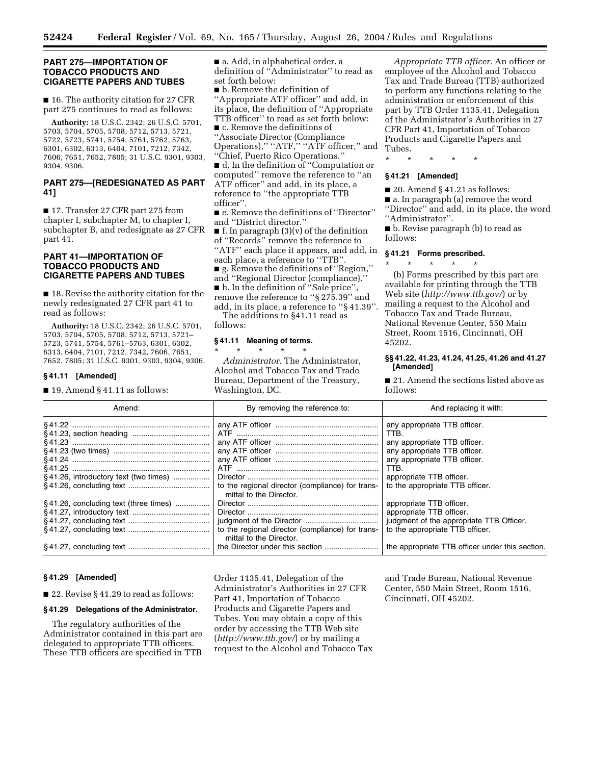## PART 275—IMPORTATION OF TOBACCO PRODUCTS AND CIGARETTE PAPERS AND TUBES

■ 16. The authority citation for 27 CFR part 275 continues to read as follows:

**Authority:** 18 U.S.C. 2342; 26 U.S.C. 5701, 5703, 5704, 5705, 5708, 5712, 5713, 5721, 5722, 5723, 5741, 5754, 5761, 5762, 5763, 6301, 6302, 6313, 6404, 7101, 7212, 7342, 7606, 7651, 7652, 7805; 31 U.S.C. 9301, 9303, 9304, 9306.

## PART 275—[REDESIGNATED AS PART 41]

■ 17. Transfer 27 CFR part 275 from chapter I, subchapter M, to chapter I, subchapter B, and redesignate as 27 CFR part 41.

## PART 41—IMPORTATION OF TOBACCO PRODUCTS AND CIGARETTE PAPERS AND TUBES

■ 18. Revise the authority citation for the newly redesignated 27 CFR part 41 to read as follows:

**Authority:** 18 U.S.C. 2342; 26 U.S.C. 5701, 5703, 5704, 5705, 5708, 5712, 5713, 5721–5723, 5741, 5754, 5761–5763, 6301, 6302, 6313, 6404, 7101, 7212, 7342, 7606, 7651, 7652, 7805; 31 U.S.C. 9301, 9303, 9304, 9306.

### § 41.11 [Amended]

■ 19. Amend § 41.11 as follows:

■ a. Add, in alphabetical order, a definition of "Administrator" to read as set forth below:

■ b. Remove the definition of "Appropriate ATF officer" and add, in its place, the definition of "Appropriate TTB officer" to read as set forth below:

■ c. Remove the definitions of "Associate Director (Compliance Operations)," "ATF," "ATF officer," and "Chief, Puerto Rico Operations."

■ d. In the definition of "Computation or computed" remove the reference to "an ATF officer" and add, in its place, a reference to "the appropriate TTB officer".

■ e. Remove the definitions of "Director" and "District director."

■ f. In paragraph (3)(v) of the definition of "Records" remove the reference to "ATF" each place it appears, and add, in each place, a reference to "TTB".

■ g. Remove the definitions of "Region," and "Regional Director (compliance)."

■ h. In the definition of "Sale price", remove the reference to "§ 275.39" and add, in its place, a reference to "§ 41.39".

The additions to §41.11 read as follows:

### § 41.11 Meaning of terms.

\* \* \* \* \*

*Administrator.* The Administrator, Alcohol and Tobacco Tax and Trade Bureau, Department of the Treasury, Washington, DC.

*Appropriate TTB officer.* An officer or employee of the Alcohol and Tobacco Tax and Trade Bureau (TTB) authorized to perform any functions relating to the administration or enforcement of this part by TTB Order 1135.41, Delegation of the Administrator's Authorities in 27 CFR Part 41, Importation of Tobacco Products and Cigarette Papers and Tubes.

\* \* \* \* \*

### § 41.21 [Amended]

■ 20. Amend § 41.21 as follows:

■ a. In paragraph (a) remove the word "Director" and add, in its place, the word "Administrator".

■ b. Revise paragraph (b) to read as follows:

### § 41.21 Forms prescribed.

\* \* \* \* \*

(b) Forms prescribed by this part are available for printing through the TTB Web site (*http://www.ttb.gov/*) or by mailing a request to the Alcohol and Tobacco Tax and Trade Bureau, National Revenue Center, 550 Main Street, Room 1516, Cincinnati, OH 45202.

### §§ 41.22, 41.23, 41.24, 41.25, 41.26 and 41.27 [Amended]

■ 21. Amend the sections listed above as follows:

| Amend: | By removing the reference to: | And replacing it with: |
|---|---|---|
| § 41.22 | any ATF officer | any appropriate TTB officer. |
| § 41.23, section heading | ATF | TTB. |
| § 41.23 | any ATF officer | any appropriate TTB officer. |
| § 41.23 (two times) | any ATF officer | any appropriate TTB officer. |
| § 41.24 | any ATF officer | any appropriate TTB officer. |
| § 41.25 | ATF | TTB. |
| § 41.26, introductory text (two times) | Director | appropriate TTB officer. |
| § 41.26, concluding text | to the regional director (compliance) for transmittal to the Director. | to the appropriate TTB officer. |
| § 41.26, concluding text (three times) | Director | appropriate TTB officer. |
| § 41.27, introductory text | Director | appropriate TTB officer. |
| § 41.27, concluding text | judgment of the Director | judgment of the appropriate TTB Officer. |
| § 41.27, concluding text | to the regional director (compliance) for transmittal to the Director. | to the appropriate TTB officer. |
| § 41.27, concluding text | the Director under this section | the appropriate TTB officer under this section. |

### § 41.29 [Amended]

■ 22. Revise § 41.29 to read as follows:

### § 41.29 Delegations of the Administrator.

The regulatory authorities of the Administrator contained in this part are delegated to appropriate TTB officers. These TTB officers are specified in TTB Order 1135.41, Delegation of the Administrator's Authorities in 27 CFR Part 41, Importation of Tobacco Products and Cigarette Papers and Tubes. You may obtain a copy of this order by accessing the TTB Web site (*http://www.ttb.gov/*) or by mailing a request to the Alcohol and Tobacco Tax and Trade Bureau, National Revenue Center, 550 Main Street, Room 1516, Cincinnati, OH 45202.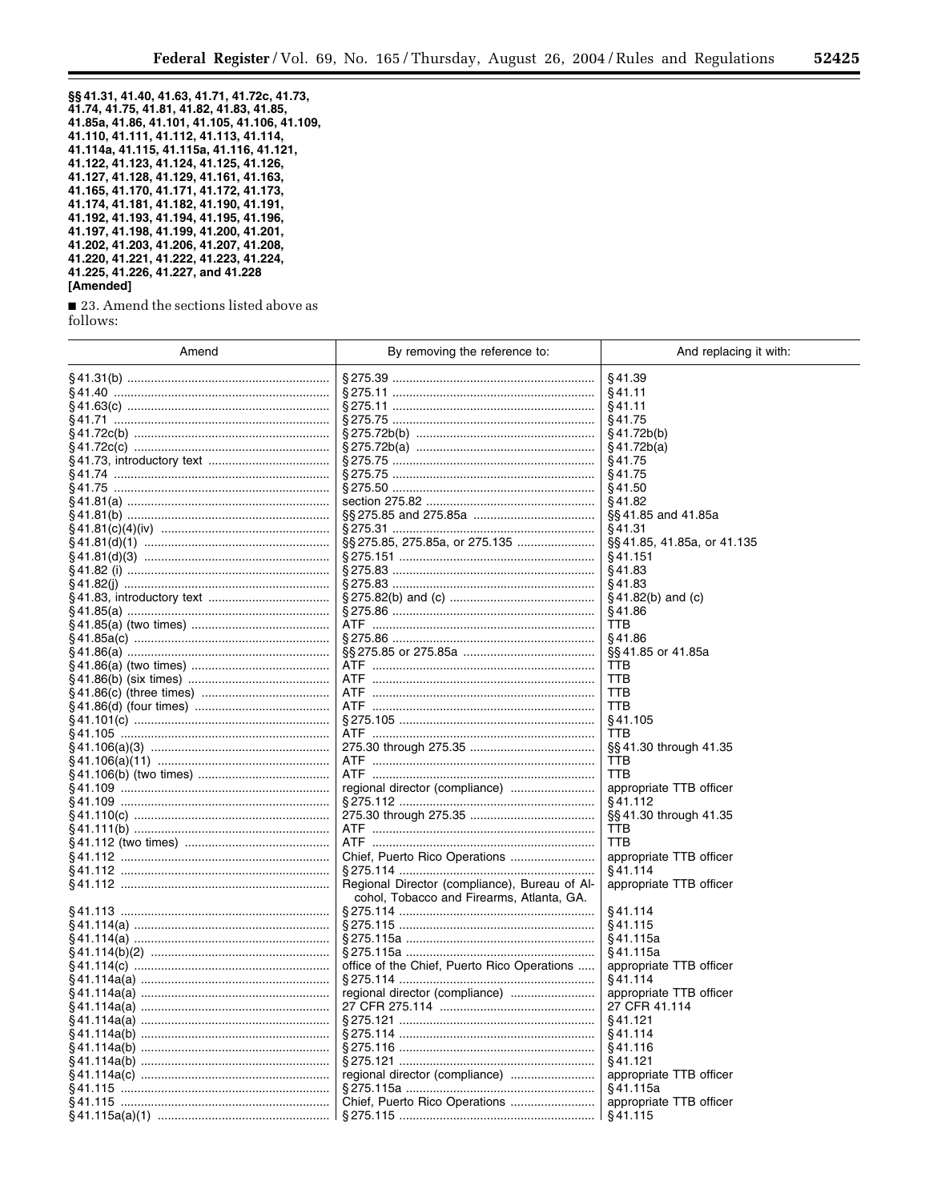**§§ 41.31, 41.40, 41.63, 41.71, 41.72c, 41.73, 41.74, 41.75, 41.81, 41.82, 41.83, 41.85, 41.85a, 41.86, 41.101, 41.105, 41.106, 41.109, 41.110, 41.111, 41.112, 41.113, 41.114, 41.114a, 41.115, 41.115a, 41.116, 41.121, 41.122, 41.123, 41.124, 41.125, 41.126, 41.127, 41.128, 41.129, 41.161, 41.163, 41.165, 41.170, 41.171, 41.172, 41.173, 41.174, 41.181, 41.182, 41.190, 41.191, 41.192, 41.193, 41.194, 41.195, 41.196, 41.197, 41.198, 41.199, 41.200, 41.201, 41.202, 41.203, 41.206, 41.207, 41.208, 41.220, 41.221, 41.222, 41.223, 41.224, 41.225, 41.226, 41.227, and 41.228 [Amended]**

■ 23. Amend the sections listed above as follows:

| Amend | By removing the reference to: | And replacing it with: |
|---|---|---|
| § 41.31(b) | § 275.39 | § 41.39 |
| § 41.40 | § 275.11 | § 41.11 |
| § 41.63(c) | § 275.11 | § 41.11 |
| § 41.71 | § 275.75 | § 41.75 |
| § 41.72c(b) | § 275.72b(b) | § 41.72b(b) |
| § 41.72c(c) | § 275.72b(a) | § 41.72b(a) |
| § 41.73, introductory text | § 275.75 | § 41.75 |
| § 41.74 | § 275.75 | § 41.75 |
| § 41.75 | § 275.50 | § 41.50 |
| § 41.81(a) | section 275.82 | § 41.82 |
| § 41.81(b) | §§ 275.85 and 275.85a | §§ 41.85 and 41.85a |
| § 41.81(c)(4)(iv) | § 275.31 | § 41.31 |
| § 41.81(d)(1) | §§ 275.85, 275.85a, or 275.135 | §§ 41.85, 41.85a, or 41.135 |
| § 41.81(d)(3) | § 275.151 | § 41.151 |
| § 41.82 (i) | § 275.83 | § 41.83 |
| § 41.82(j) | § 275.83 | § 41.83 |
| § 41.83, introductory text | § 275.82(b) and (c) | § 41.82(b) and (c) |
| § 41.85(a) | § 275.86 | § 41.86 |
| § 41.85(a) (two times) | ATF | TTB |
| § 41.85a(c) | § 275.86 | § 41.86 |
| § 41.86(a) | §§ 275.85 or 275.85a | §§ 41.85 or 41.85a |
| § 41.86(a) (two times) | ATF | TTB |
| § 41.86(b) (six times) | ATF | TTB |
| § 41.86(c) (three times) | ATF | TTB |
| § 41.86(d) (four times) | ATF | TTB |
| § 41.101(c) | § 275.105 | § 41.105 |
| § 41.105 | ATF | TTB |
| § 41.106(a)(3) | 275.30 through 275.35 | §§ 41.30 through 41.35 |
| § 41.106(a)(11) | ATF | TTB |
| § 41.106(b) (two times) | ATF | TTB |
| § 41.109 | regional director (compliance) | appropriate TTB officer |
| § 41.109 | § 275.112 | § 41.112 |
| § 41.110(c) | 275.30 through 275.35 | §§ 41.30 through 41.35 |
| § 41.111(b) | ATF | TTB |
| § 41.112 (two times) | ATF | TTB |
| § 41.112 | Chief, Puerto Rico Operations | appropriate TTB officer |
| § 41.112 | § 275.114 | § 41.114 |
| § 41.112 | Regional Director (compliance), Bureau of Alcohol, Tobacco and Firearms, Atlanta, GA. | appropriate TTB officer |
| § 41.113 | § 275.114 | § 41.114 |
| § 41.114(a) | § 275.115 | § 41.115 |
| § 41.114(a) | § 275.115a | § 41.115a |
| § 41.114(b)(2) | § 275.115a | § 41.115a |
| § 41.114(c) | office of the Chief, Puerto Rico Operations | appropriate TTB officer |
| § 41.114a(a) | § 275.114 | § 41.114 |
| § 41.114a(a) | regional director (compliance) | appropriate TTB officer |
| § 41.114a(a) | 27 CFR 275.114 | 27 CFR 41.114 |
| § 41.114a(a) | § 275.121 | § 41.121 |
| § 41.114a(b) | § 275.114 | § 41.114 |
| § 41.114a(b) | § 275.116 | § 41.116 |
| § 41.114a(b) | § 275.121 | § 41.121 |
| § 41.114a(c) | regional director (compliance) | appropriate TTB officer |
| § 41.115 | § 275.115a | § 41.115a |
| § 41.115 | Chief, Puerto Rico Operations | appropriate TTB officer |
| § 41.115a(a)(1) | § 275.115 | § 41.115 |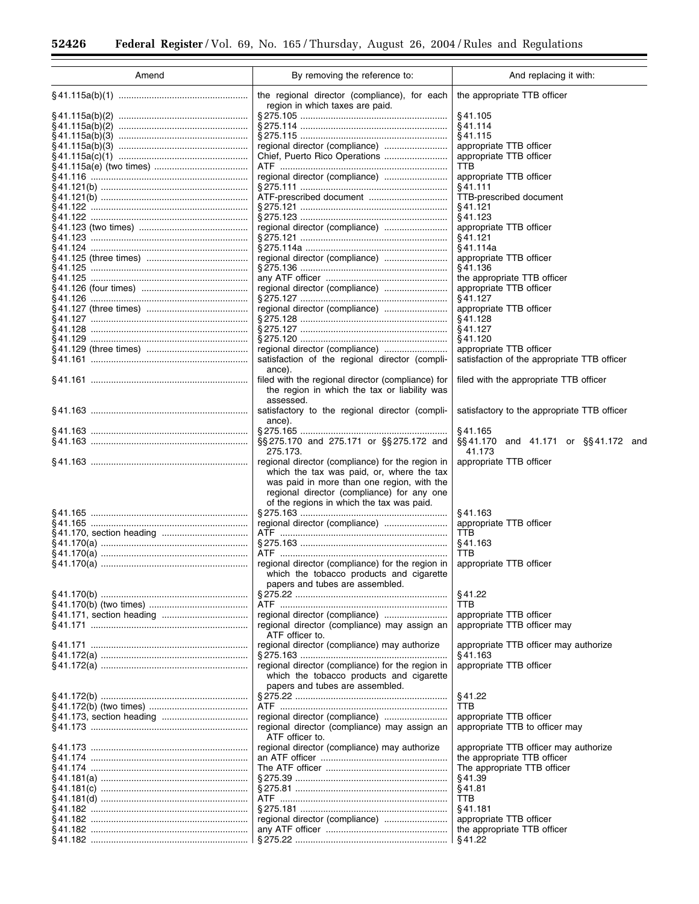| Amend | By removing the reference to: | And replacing it with: |
|---|---|---|
| § 41.115a(b)(1) | the regional director (compliance), for each region in which taxes are paid. | the appropriate TTB officer |
| § 41.115a(b)(2) | § 275.105 | § 41.105 |
| § 41.115a(b)(2) | § 275.114 | § 41.114 |
| § 41.115a(b)(3) | § 275.115 | § 41.115 |
| § 41.115a(b)(3) | regional director (compliance) | appropriate TTB officer |
| § 41.115a(c)(1) | Chief, Puerto Rico Operations | appropriate TTB officer |
| § 41.115a(e) (two times) | ATF | TTB |
| § 41.116 | regional director (compliance) | appropriate TTB officer |
| § 41.121(b) | § 275.111 | § 41.111 |
| § 41.121(b) | ATF-prescribed document | TTB-prescribed document |
| § 41.122 | § 275.121 | § 41.121 |
| § 41.122 | § 275.123 | § 41.123 |
| § 41.123 (two times) | regional director (compliance) | appropriate TTB officer |
| § 41.123 | § 275.121 | § 41.121 |
| § 41.124 | § 275.114a | § 41.114a |
| § 41.125 (three times) | regional director (compliance) | appropriate TTB officer |
| § 41.125 | § 275.136 | § 41.136 |
| § 41.125 | any ATF officer | the appropriate TTB officer |
| § 41.126 (four times) | regional director (compliance) | appropriate TTB officer |
| § 41.126 | § 275.127 | § 41.127 |
| § 41.127 (three times) | regional director (compliance) | appropriate TTB officer |
| § 41.127 | § 275.128 | § 41.128 |
| § 41.128 | § 275.127 | § 41.127 |
| § 41.129 | § 275.120 | § 41.120 |
| § 41.129 (three times) | regional director (compliance) | appropriate TTB officer |
| § 41.161 | satisfaction of the regional director (compliance). | satisfaction of the appropriate TTB officer |
| § 41.161 | filed with the regional director (compliance) for the region in which the tax or liability was assessed. | filed with the appropriate TTB officer |
| § 41.163 | satisfactory to the regional director (compliance). | satisfactory to the appropriate TTB officer |
| § 41.163 | § 275.165 | § 41.165 |
| § 41.163 | §§ 275.170 and 275.171 or §§ 275.172 and 275.173. | §§ 41.170 and 41.171 or §§ 41.172 and 41.173 |
| § 41.163 | regional director (compliance) for the region in which the tax was paid, or, where the tax was paid in more than one region, with the regional director (compliance) for any one of the regions in which the tax was paid. | appropriate TTB officer |
| § 41.165 | § 275.163 | § 41.163 |
| § 41.165 | regional director (compliance) | appropriate TTB officer |
| § 41.170, section heading | ATF | TTB |
| § 41.170(a) | § 275.163 | § 41.163 |
| § 41.170(a) | ATF | TTB |
| § 41.170(a) | regional director (compliance) for the region in which the tobacco products and cigarette papers and tubes are assembled. | appropriate TTB officer |
| § 41.170(b) | § 275.22 | § 41.22 |
| § 41.170(b) (two times) | ATF | TTB |
| § 41.171, section heading | regional director (compliance) | appropriate TTB officer |
| § 41.171 | regional director (compliance) may assign an ATF officer to. | appropriate TTB officer may |
| § 41.171 | regional director (compliance) may authorize | appropriate TTB officer may authorize |
| § 41.172(a) | § 275.163 | § 41.163 |
| § 41.172(a) | regional director (compliance) for the region in which the tobacco products and cigarette papers and tubes are assembled. | appropriate TTB officer |
| § 41.172(b) | § 275.22 | § 41.22 |
| § 41.172(b) (two times) | ATF | TTB |
| § 41.173, section heading | regional director (compliance) | appropriate TTB officer |
| § 41.173 | regional director (compliance) may assign an ATF officer to. | appropriate TTB to officer may |
| § 41.173 | regional director (compliance) may authorize | appropriate TTB officer may authorize |
| § 41.174 | an ATF officer | the appropriate TTB officer |
| § 41.174 | The ATF officer | The appropriate TTB officer |
| § 41.181(a) | § 275.39 | § 41.39 |
| § 41.181(c) | § 275.81 | § 41.81 |
| § 41.181(d) | ATF | TTB |
| § 41.182 | § 275.181 | § 41.181 |
| § 41.182 | regional director (compliance) | appropriate TTB officer |
| § 41.182 | any ATF officer | the appropriate TTB officer |
| § 41.182 | § 275.22 | § 41.22 |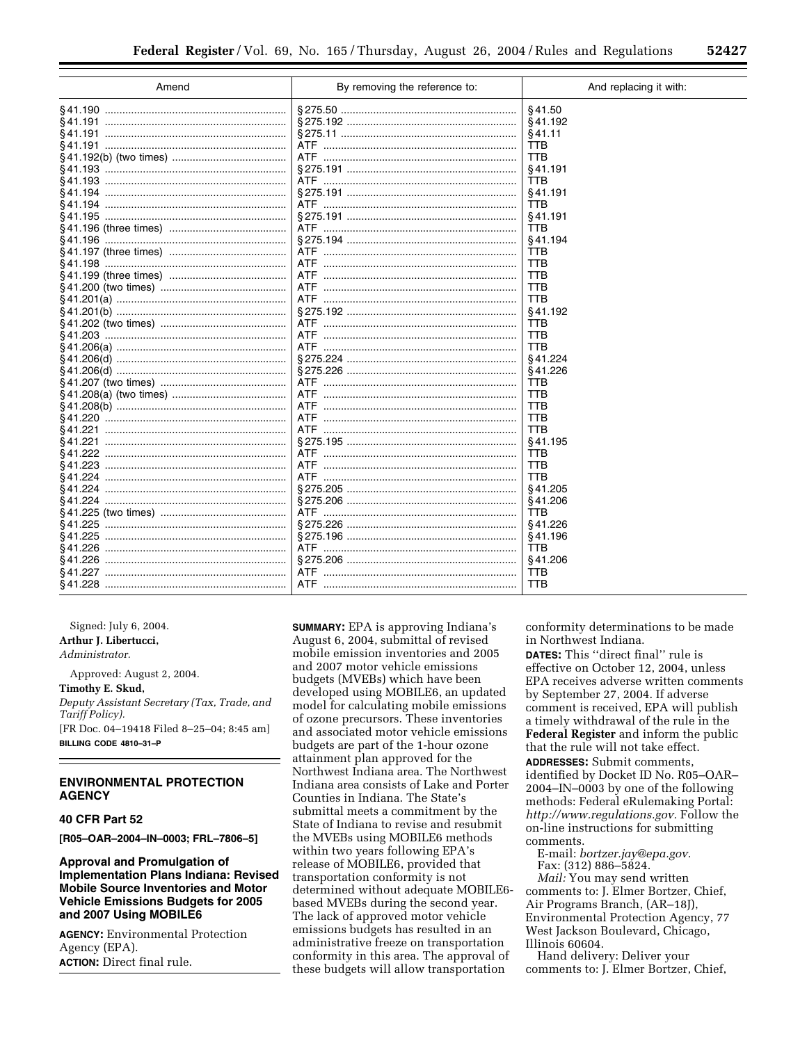| Amend | By removing the reference to: | And replacing it with: |
| --- | --- | --- |
| § 41.190 | § 275.50 | § 41.50 |
| § 41.191 | § 275.192 | § 41.192 |
| § 41.191 | § 275.11 | § 41.11 |
| § 41.191 | ATF | TTB |
| § 41.192(b) (two times) | ATF | TTB |
| § 41.193 | § 275.191 | § 41.191 |
| § 41.193 | ATF | TTB |
| § 41.194 | § 275.191 | § 41.191 |
| § 41.194 | ATF | TTB |
| § 41.195 | § 275.191 | § 41.191 |
| § 41.196 (three times) | ATF | TTB |
| § 41.196 | § 275.194 | § 41.194 |
| § 41.197 (three times) | ATF | TTB |
| § 41.198 | ATF | TTB |
| § 41.199 (three times) | ATF | TTB |
| § 41.200 (two times) | ATF | TTB |
| § 41.201(a) | ATF | TTB |
| § 41.201(b) | § 275.192 | § 41.192 |
| § 41.202 (two times) | ATF | TTB |
| § 41.203 | ATF | TTB |
| § 41.206(a) | ATF | TTB |
| § 41.206(d) | § 275.224 | § 41.224 |
| § 41.206(d) | § 275.226 | § 41.226 |
| § 41.207 (two times) | ATF | TTB |
| § 41.208(a) (two times) | ATF | TTB |
| § 41.208(b) | ATF | TTB |
| § 41.220 | ATF | TTB |
| § 41.221 | ATF | TTB |
| § 41.221 | § 275.195 | § 41.195 |
| § 41.222 | ATF | TTB |
| § 41.223 | ATF | TTB |
| § 41.224 | ATF | TTB |
| § 41.224 | § 275.205 | § 41.205 |
| § 41.224 | § 275.206 | § 41.206 |
| § 41.225 (two times) | ATF | TTB |
| § 41.225 | § 275.226 | § 41.226 |
| § 41.225 | § 275.196 | § 41.196 |
| § 41.226 | ATF | TTB |
| § 41.226 | § 275.206 | § 41.206 |
| § 41.227 | ATF | TTB |
| § 41.228 | ATF | TTB |

Signed: July 6, 2004.

**Arthur J. Libertucci,**

*Administrator.*

Approved: August 2, 2004.

**Timothy E. Skud,**

*Deputy Assistant Secretary (Tax, Trade, and Tariff Policy).*

[FR Doc. 04–19418 Filed 8–25–04; 8:45 am]

**BILLING CODE 4810–31–P**

## ENVIRONMENTAL PROTECTION AGENCY

### 40 CFR Part 52

**[R05–OAR–2004–IN–0003; FRL–7806–5]**

### Approval and Promulgation of Implementation Plans Indiana: Revised Mobile Source Inventories and Motor Vehicle Emissions Budgets for 2005 and 2007 Using MOBILE6

**AGENCY:** Environmental Protection Agency (EPA).

**ACTION:** Direct final rule.

**SUMMARY:** EPA is approving Indiana's August 6, 2004, submittal of revised mobile emission inventories and 2005 and 2007 motor vehicle emissions budgets (MVEBs) which have been developed using MOBILE6, an updated model for calculating mobile emissions of ozone precursors. These inventories and associated motor vehicle emissions budgets are part of the 1-hour ozone attainment plan approved for the Northwest Indiana area. The Northwest Indiana area consists of Lake and Porter Counties in Indiana. The State's submittal meets a commitment by the State of Indiana to revise and resubmit the MVEBs using MOBILE6 methods within two years following EPA's release of MOBILE6, provided that transportation conformity is not determined without adequate MOBILE6-based MVEBs during the second year. The lack of approved motor vehicle emissions budgets has resulted in an administrative freeze on transportation conformity in this area. The approval of these budgets will allow transportation conformity determinations to be made in Northwest Indiana.

**DATES:** This ''direct final'' rule is effective on October 12, 2004, unless EPA receives adverse written comments by September 27, 2004. If adverse comment is received, EPA will publish a timely withdrawal of the rule in the **Federal Register** and inform the public that the rule will not take effect.

**ADDRESSES:** Submit comments, identified by Docket ID No. R05–OAR–2004–IN–0003 by one of the following methods: Federal eRulemaking Portal: *http://www.regulations.gov.* Follow the on-line instructions for submitting comments.

E-mail: *bortzer.jay@epa.gov.*

Fax: (312) 886–5824.

*Mail:* You may send written comments to: J. Elmer Bortzer, Chief, Air Programs Branch, (AR–18J), Environmental Protection Agency, 77 West Jackson Boulevard, Chicago, Illinois 60604.

Hand delivery: Deliver your comments to: J. Elmer Bortzer, Chief,